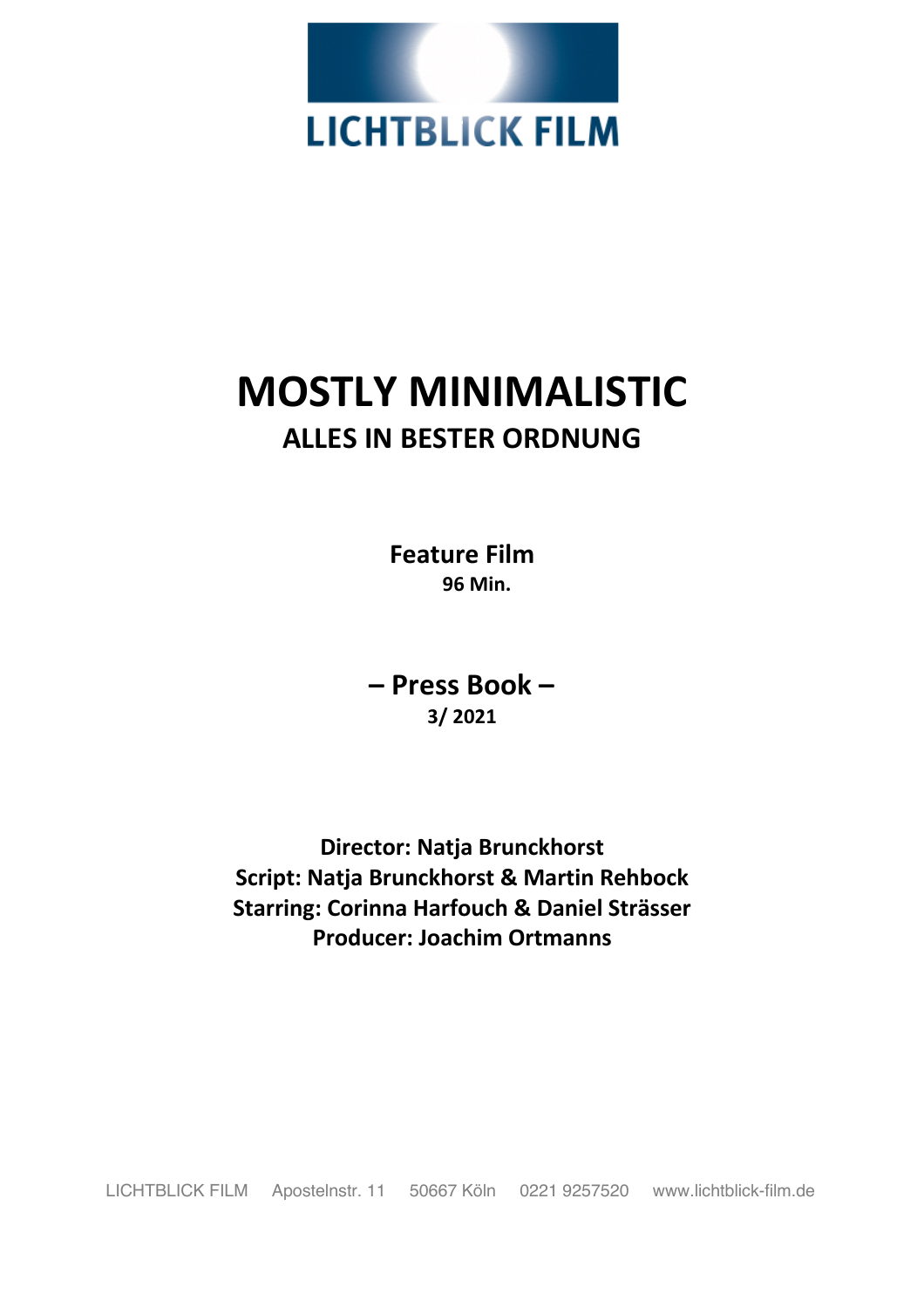LICHTBLICK FILM

# MOSTLY MINIMALISTIC

## ALLES IN BESTER ORDNUNG

**Feature Film**
**96 Min.**

**– Press Book –**
**3/ 2021**

**Director: Natja Brunckhorst**
**Script: Natja Brunckhorst & Martin Rehbock**
**Starring: Corinna Harfouch & Daniel Strässer**
**Producer: Joachim Ortmanns**

LICHTBLICK FILM Apostelnstr. 11 50667 Köln 0221 9257520 www.lichtblick-film.de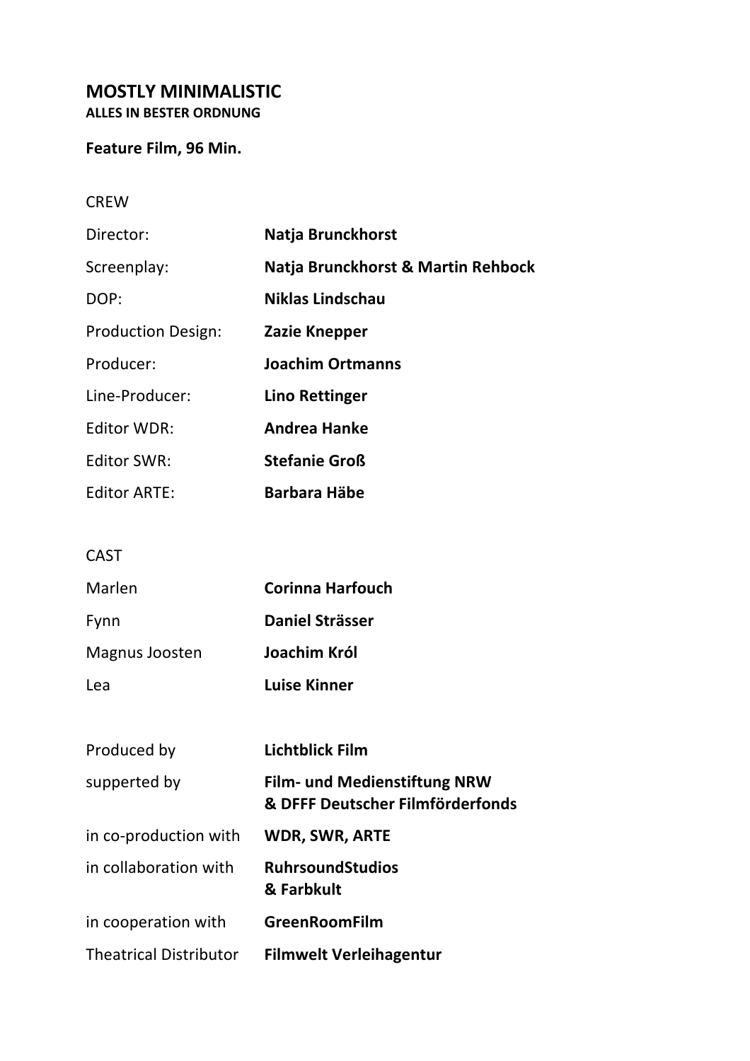# MOSTLY MINIMALISTIC

**ALLES IN BESTER ORDNUNG**

**Feature Film, 96 Min.**

CREW

| | |
|---|---|
| Director: | **Natja Brunckhorst** |
| Screenplay: | **Natja Brunckhorst & Martin Rehbock** |
| DOP: | **Niklas Lindschau** |
| Production Design: | **Zazie Knepper** |
| Producer: | **Joachim Ortmanns** |
| Line-Producer: | **Lino Rettinger** |
| Editor WDR: | **Andrea Hanke** |
| Editor SWR: | **Stefanie Groß** |
| Editor ARTE: | **Barbara Häbe** |

CAST

| | |
|---|---|
| Marlen | **Corinna Harfouch** |
| Fynn | **Daniel Strässer** |
| Magnus Joosten | **Joachim Król** |
| Lea | **Luise Kinner** |

| | |
|---|---|
| Produced by | **Lichtblick Film** |
| supperted by | **Film- und Medienstiftung NRW & DFFF Deutscher Filmförderfonds** |
| in co-production with | **WDR, SWR, ARTE** |
| in collaboration with | **RuhrsoundStudios & Farbkult** |
| in cooperation with | **GreenRoomFilm** |
| Theatrical Distributor | **Filmwelt Verleihagentur** |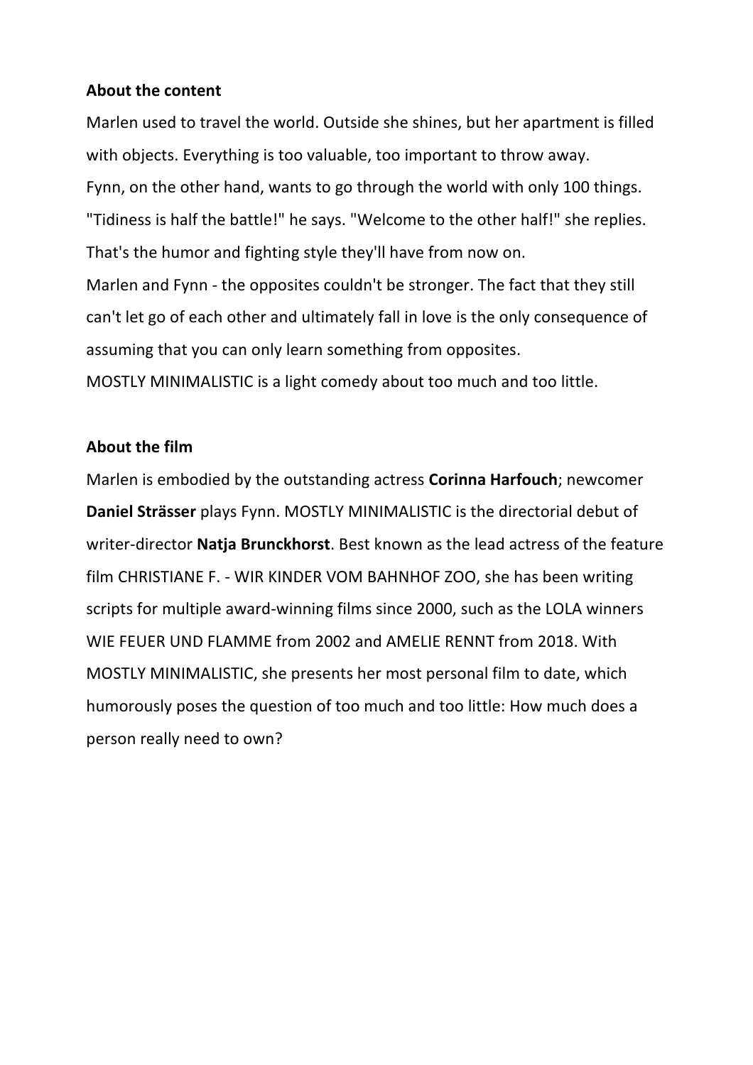**About the content**

Marlen used to travel the world. Outside she shines, but her apartment is filled with objects. Everything is too valuable, too important to throw away.
Fynn, on the other hand, wants to go through the world with only 100 things.
"Tidiness is half the battle!" he says. "Welcome to the other half!" she replies.
That's the humor and fighting style they'll have from now on.
Marlen and Fynn - the opposites couldn't be stronger. The fact that they still can't let go of each other and ultimately fall in love is the only consequence of assuming that you can only learn something from opposites.
MOSTLY MINIMALISTIC is a light comedy about too much and too little.

**About the film**

Marlen is embodied by the outstanding actress **Corinna Harfouch**; newcomer **Daniel Strässer** plays Fynn. MOSTLY MINIMALISTIC is the directorial debut of writer-director **Natja Brunckhorst**. Best known as the lead actress of the feature film CHRISTIANE F. - WIR KINDER VOM BAHNHOF ZOO, she has been writing scripts for multiple award-winning films since 2000, such as the LOLA winners WIE FEUER UND FLAMME from 2002 and AMELIE RENNT from 2018. With MOSTLY MINIMALISTIC, she presents her most personal film to date, which humorously poses the question of too much and too little: How much does a person really need to own?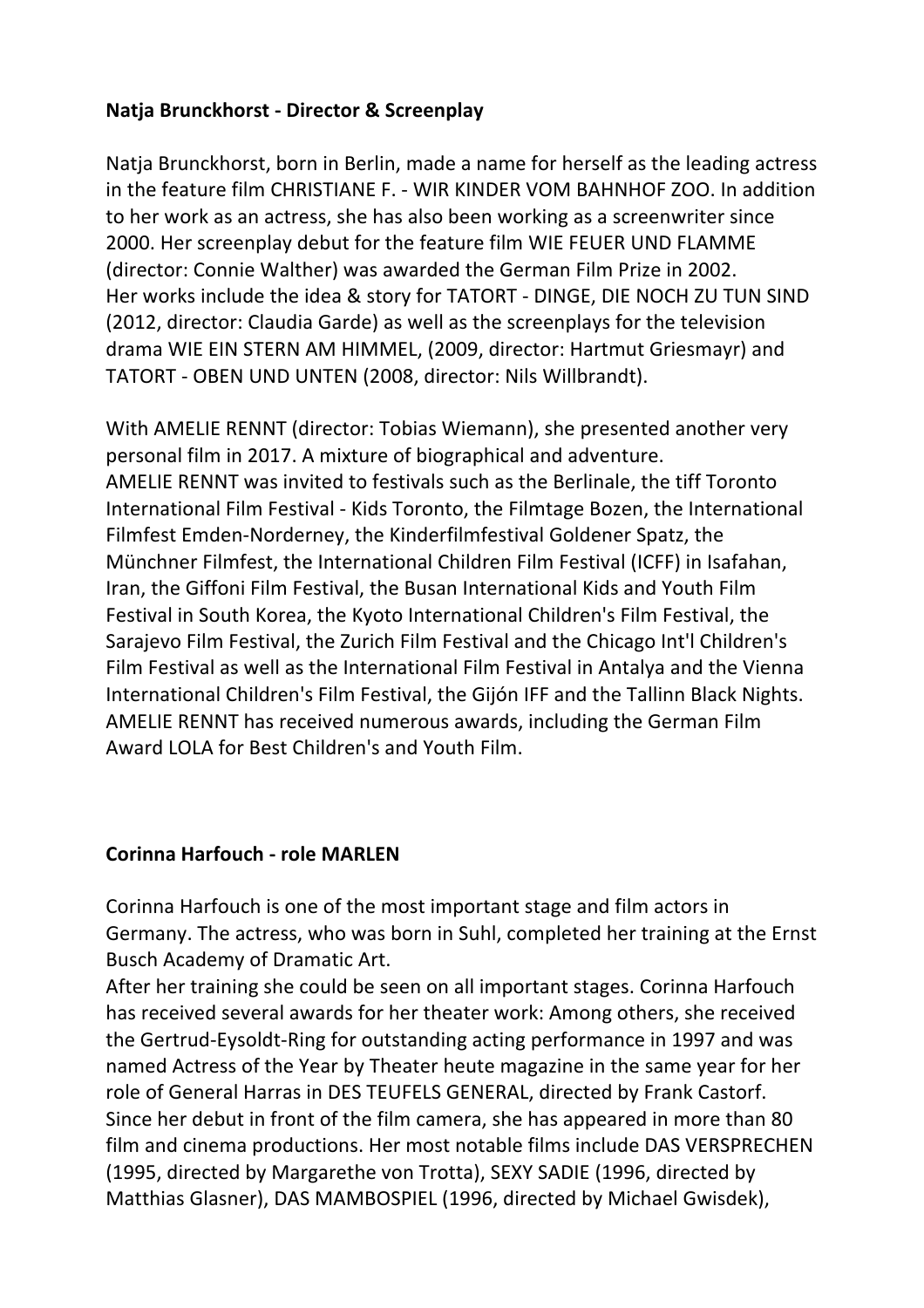**Natja Brunckhorst - Director & Screenplay**

Natja Brunckhorst, born in Berlin, made a name for herself as the leading actress in the feature film CHRISTIANE F. - WIR KINDER VOM BAHNHOF ZOO. In addition to her work as an actress, she has also been working as a screenwriter since 2000. Her screenplay debut for the feature film WIE FEUER UND FLAMME (director: Connie Walther) was awarded the German Film Prize in 2002.
Her works include the idea & story for TATORT - DINGE, DIE NOCH ZU TUN SIND (2012, director: Claudia Garde) as well as the screenplays for the television drama WIE EIN STERN AM HIMMEL, (2009, director: Hartmut Griesmayr) and TATORT - OBEN UND UNTEN (2008, director: Nils Willbrandt).

With AMELIE RENNT (director: Tobias Wiemann), she presented another very personal film in 2017. A mixture of biographical and adventure.
AMELIE RENNT was invited to festivals such as the Berlinale, the tiff Toronto International Film Festival - Kids Toronto, the Filmtage Bozen, the International Filmfest Emden-Norderney, the Kinderfilmfestival Goldener Spatz, the Münchner Filmfest, the International Children Film Festival (ICFF) in Isafahan, Iran, the Giffoni Film Festival, the Busan International Kids and Youth Film Festival in South Korea, the Kyoto International Children's Film Festival, the Sarajevo Film Festival, the Zurich Film Festival and the Chicago Int'l Children's Film Festival as well as the International Film Festival in Antalya and the Vienna International Children's Film Festival, the Gijón IFF and the Tallinn Black Nights.
AMELIE RENNT has received numerous awards, including the German Film Award LOLA for Best Children's and Youth Film.

**Corinna Harfouch - role MARLEN**

Corinna Harfouch is one of the most important stage and film actors in Germany. The actress, who was born in Suhl, completed her training at the Ernst Busch Academy of Dramatic Art.
After her training she could be seen on all important stages. Corinna Harfouch has received several awards for her theater work: Among others, she received the Gertrud-Eysoldt-Ring for outstanding acting performance in 1997 and was named Actress of the Year by Theater heute magazine in the same year for her role of General Harras in DES TEUFELS GENERAL, directed by Frank Castorf.
Since her debut in front of the film camera, she has appeared in more than 80 film and cinema productions. Her most notable films include DAS VERSPRECHEN (1995, directed by Margarethe von Trotta), SEXY SADIE (1996, directed by Matthias Glasner), DAS MAMBOSPIEL (1996, directed by Michael Gwisdek),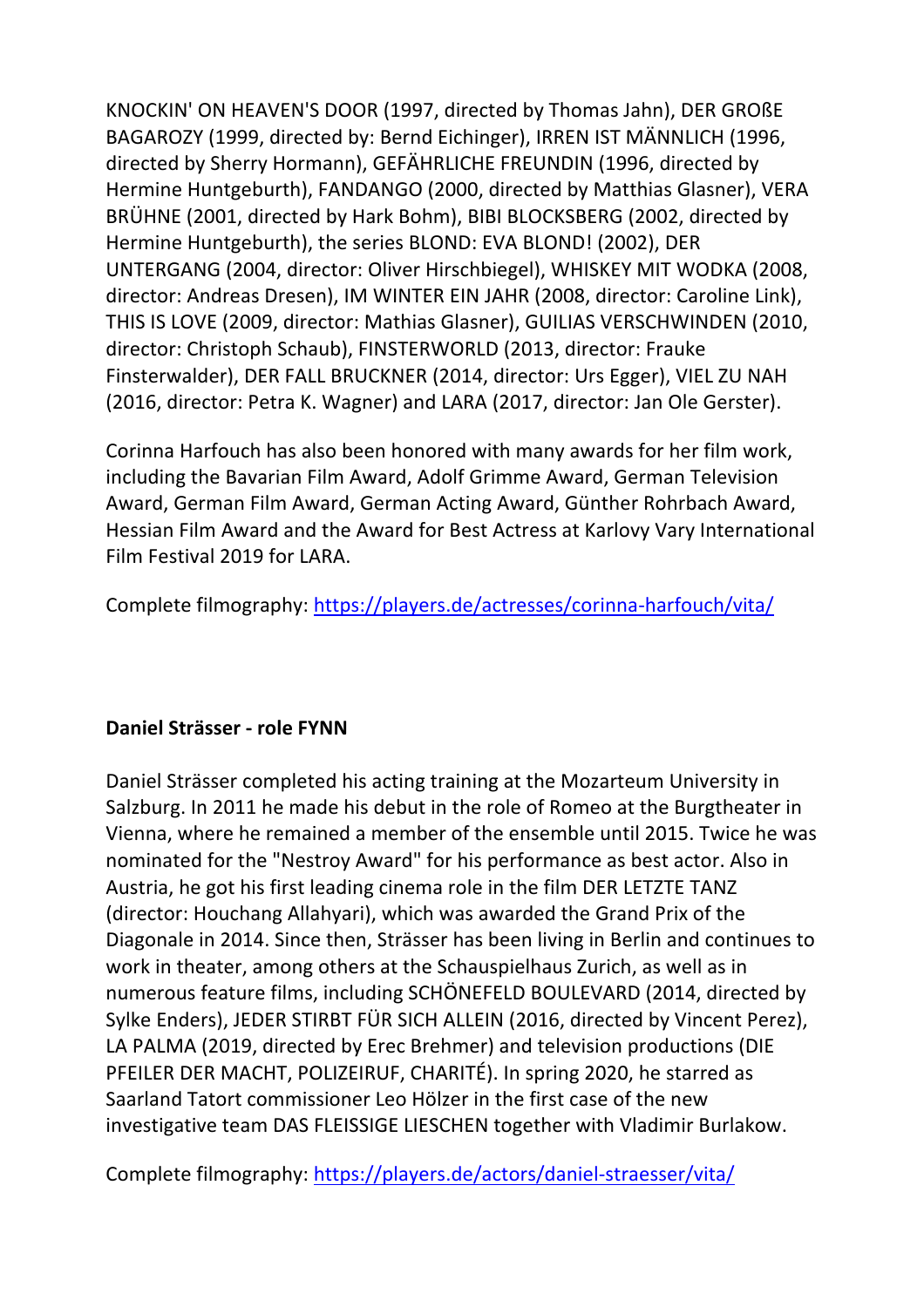KNOCKIN' ON HEAVEN'S DOOR (1997, directed by Thomas Jahn), DER GROßE BAGAROZY (1999, directed by: Bernd Eichinger), IRREN IST MÄNNLICH (1996, directed by Sherry Hormann), GEFÄHRLICHE FREUNDIN (1996, directed by Hermine Huntgeburth), FANDANGO (2000, directed by Matthias Glasner), VERA BRÜHNE (2001, directed by Hark Bohm), BIBI BLOCKSBERG (2002, directed by Hermine Huntgeburth), the series BLOND: EVA BLOND! (2002), DER UNTERGANG (2004, director: Oliver Hirschbiegel), WHISKEY MIT WODKA (2008, director: Andreas Dresen), IM WINTER EIN JAHR (2008, director: Caroline Link), THIS IS LOVE (2009, director: Mathias Glasner), GUILIAS VERSCHWINDEN (2010, director: Christoph Schaub), FINSTERWORLD (2013, director: Frauke Finsterwalder), DER FALL BRUCKNER (2014, director: Urs Egger), VIEL ZU NAH (2016, director: Petra K. Wagner) and LARA (2017, director: Jan Ole Gerster).

Corinna Harfouch has also been honored with many awards for her film work, including the Bavarian Film Award, Adolf Grimme Award, German Television Award, German Film Award, German Acting Award, Günther Rohrbach Award, Hessian Film Award and the Award for Best Actress at Karlovy Vary International Film Festival 2019 for LARA.

Complete filmography: https://players.de/actresses/corinna-harfouch/vita/

**Daniel Strässer - role FYNN**

Daniel Strässer completed his acting training at the Mozarteum University in Salzburg. In 2011 he made his debut in the role of Romeo at the Burgtheater in Vienna, where he remained a member of the ensemble until 2015. Twice he was nominated for the "Nestroy Award" for his performance as best actor. Also in Austria, he got his first leading cinema role in the film DER LETZTE TANZ (director: Houchang Allahyari), which was awarded the Grand Prix of the Diagonale in 2014. Since then, Strässer has been living in Berlin and continues to work in theater, among others at the Schauspielhaus Zurich, as well as in numerous feature films, including SCHÖNEFELD BOULEVARD (2014, directed by Sylke Enders), JEDER STIRBT FÜR SICH ALLEIN (2016, directed by Vincent Perez), LA PALMA (2019, directed by Erec Brehmer) and television productions (DIE PFEILER DER MACHT, POLIZEIRUF, CHARITÉ). In spring 2020, he starred as Saarland Tatort commissioner Leo Hölzer in the first case of the new investigative team DAS FLEISSIGE LIESCHEN together with Vladimir Burlakow.

Complete filmography: https://players.de/actors/daniel-straesser/vita/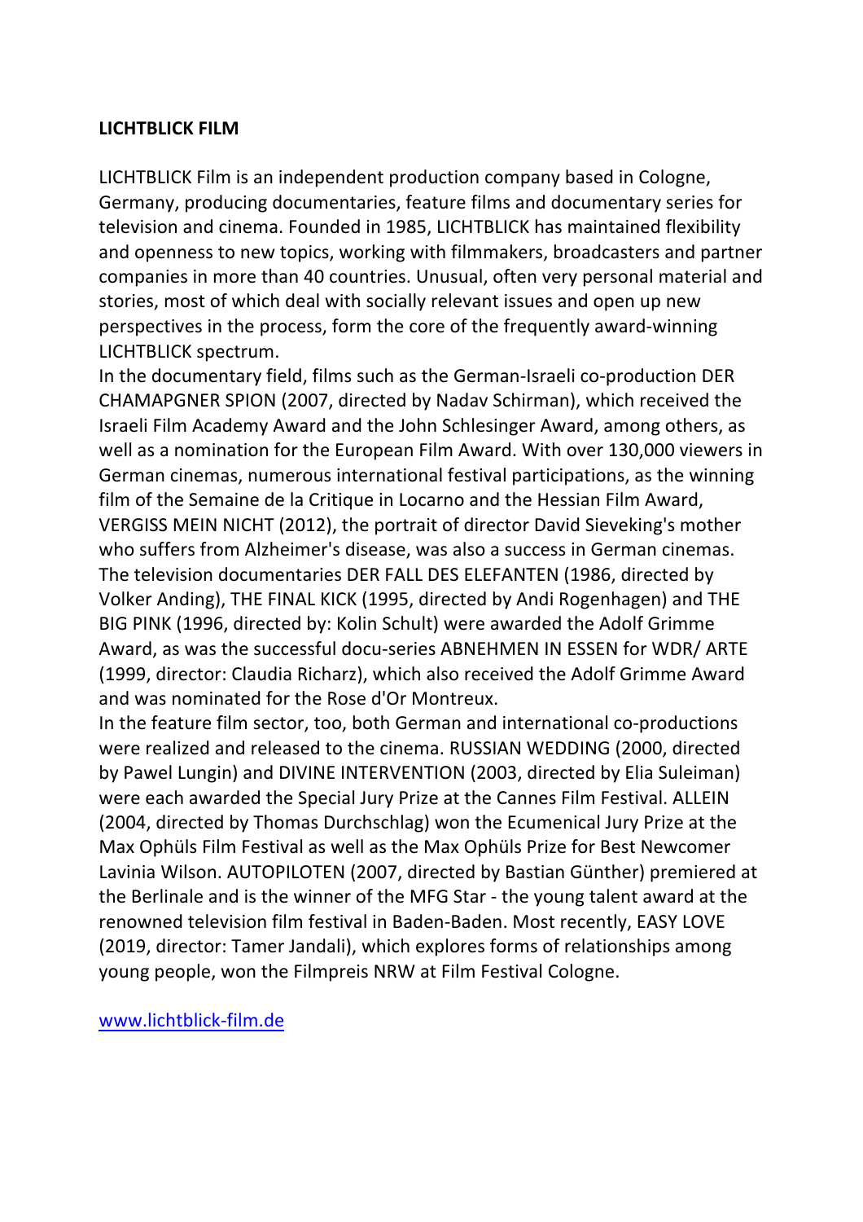**LICHTBLICK FILM**

LICHTBLICK Film is an independent production company based in Cologne, Germany, producing documentaries, feature films and documentary series for television and cinema. Founded in 1985, LICHTBLICK has maintained flexibility and openness to new topics, working with filmmakers, broadcasters and partner companies in more than 40 countries. Unusual, often very personal material and stories, most of which deal with socially relevant issues and open up new perspectives in the process, form the core of the frequently award-winning LICHTBLICK spectrum.

In the documentary field, films such as the German-Israeli co-production DER CHAMAPGNER SPION (2007, directed by Nadav Schirman), which received the Israeli Film Academy Award and the John Schlesinger Award, among others, as well as a nomination for the European Film Award. With over 130,000 viewers in German cinemas, numerous international festival participations, as the winning film of the Semaine de la Critique in Locarno and the Hessian Film Award, VERGISS MEIN NICHT (2012), the portrait of director David Sieveking's mother who suffers from Alzheimer's disease, was also a success in German cinemas. The television documentaries DER FALL DES ELEFANTEN (1986, directed by Volker Anding), THE FINAL KICK (1995, directed by Andi Rogenhagen) and THE BIG PINK (1996, directed by: Kolin Schult) were awarded the Adolf Grimme Award, as was the successful docu-series ABNEHMEN IN ESSEN for WDR/ ARTE (1999, director: Claudia Richarz), which also received the Adolf Grimme Award and was nominated for the Rose d'Or Montreux.

In the feature film sector, too, both German and international co-productions were realized and released to the cinema. RUSSIAN WEDDING (2000, directed by Pawel Lungin) and DIVINE INTERVENTION (2003, directed by Elia Suleiman) were each awarded the Special Jury Prize at the Cannes Film Festival. ALLEIN (2004, directed by Thomas Durchschlag) won the Ecumenical Jury Prize at the Max Ophüls Film Festival as well as the Max Ophüls Prize for Best Newcomer Lavinia Wilson. AUTOPILOTEN (2007, directed by Bastian Günther) premiered at the Berlinale and is the winner of the MFG Star - the young talent award at the renowned television film festival in Baden-Baden. Most recently, EASY LOVE (2019, director: Tamer Jandali), which explores forms of relationships among young people, won the Filmpreis NRW at Film Festival Cologne.

[www.lichtblick-film.de](http://www.lichtblick-film.de)